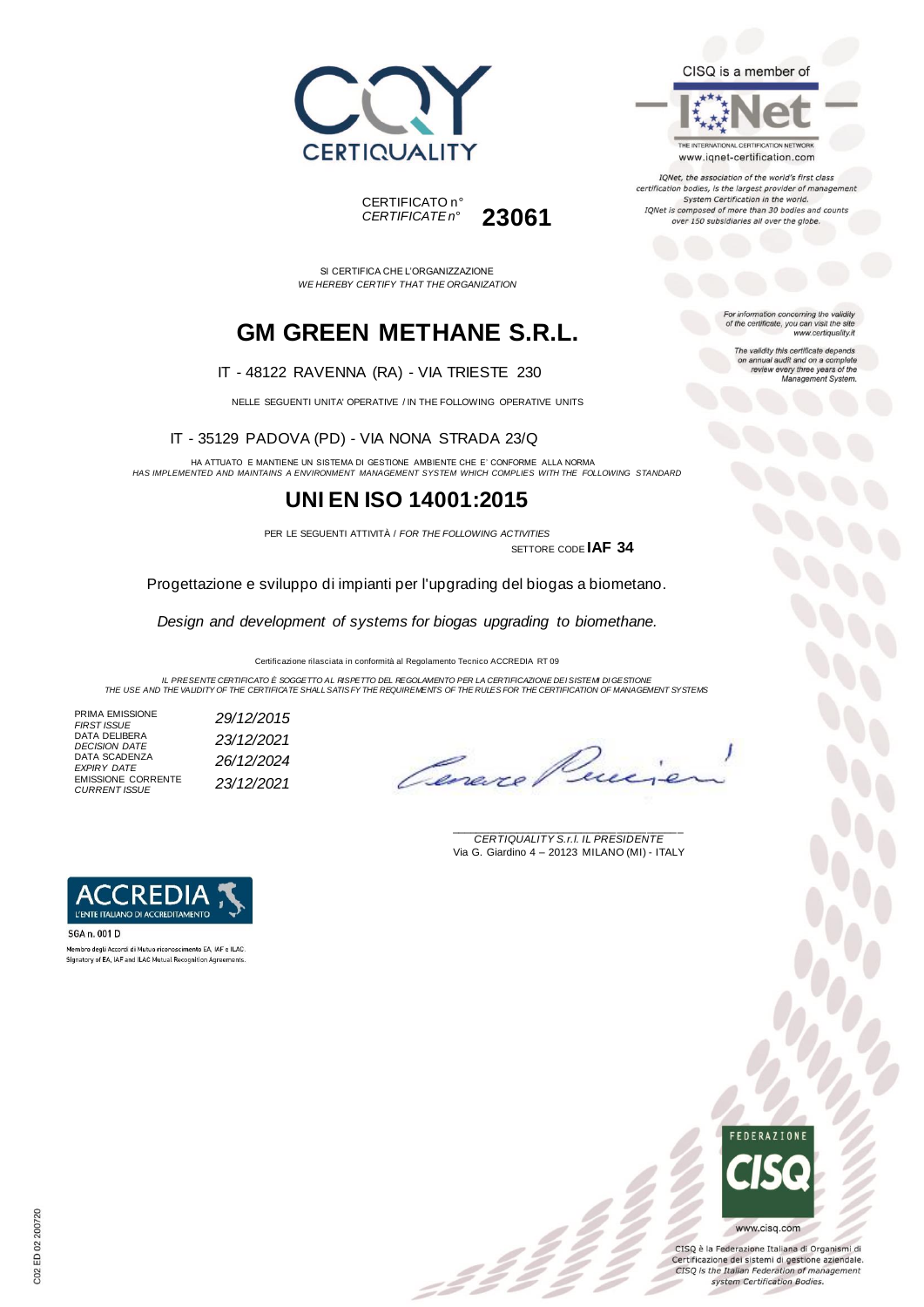CERTIQUALITY

CERTIFICATO n°
*CERTIFICATE n°* **23061**

CISQ is a member of

IQNet

THE INTERNATIONAL CERTIFICATION NETWORK
www.iqnet-certification.com

*IQNet, the association of the world's first class certification bodies, is the largest provider of management System Certification in the world. IQNet is composed of more than 30 bodies and counts over 150 subsidiaries all over the globe.*

SI CERTIFICA CHE L'ORGANIZZAZIONE
*WE HEREBY CERTIFY THAT THE ORGANIZATION*

# GM GREEN METHANE S.R.L.

IT - 48122 RAVENNA (RA) - VIA TRIESTE 230

NELLE SEGUENTI UNITA' OPERATIVE / IN THE FOLLOWING OPERATIVE UNITS

IT - 35129 PADOVA (PD) - VIA NONA STRADA 23/Q

HA ATTUATO E MANTIENE UN SISTEMA DI GESTIONE AMBIENTE CHE E' CONFORME ALLA NORMA
*HAS IMPLEMENTED AND MAINTAINS A ENVIRONMENT MANAGEMENT SYSTEM WHICH COMPLIES WITH THE FOLLOWING STANDARD*

# UNI EN ISO 14001:2015

PER LE SEGUENTI ATTIVITÀ / *FOR THE FOLLOWING ACTIVITIES*

SETTORE CODE **IAF 34**

Progettazione e sviluppo di impianti per l'upgrading del biogas a biometano.

*Design and development of systems for biogas upgrading to biomethane.*

Certificazione rilasciata in conformità al Regolamento Tecnico ACCREDIA RT 09

*IL PRESENTE CERTIFICATO È SOGGETTO AL RISPETTO DEL REGOLAMENTO PER LA CERTIFICAZIONE DEI SISTEMI DI GESTIONE*
*THE USE AND THE VALIDITY OF THE CERTIFICATE SHALL SATISFY THE REQUIREMENTS OF THE RULES FOR THE CERTIFICATION OF MANAGEMENT SYSTEMS*

| | |
|---|---|
| PRIMA EMISSIONE<br>*FIRST ISSUE* | *29/12/2015* |
| DATA DELIBERA<br>*DECISION DATE* | *23/12/2021* |
| DATA SCADENZA<br>*EXPIRY DATE* | *26/12/2024* |
| EMISSIONE CORRENTE<br>*CURRENT ISSUE* | *23/12/2021* |

*For information concerning the validity of the certificate, you can visit the site www.certiquality.it*

*The validity this certificate depends on annual audit and on a complete review every three years of the Management System.*

*CERTIQUALITY S.r.l. IL PRESIDENTE*
Via G. Giardino 4 – 20123 MILANO (MI) - ITALY

ACCREDIA
L'ENTE ITALIANO DI ACCREDITAMENTO

SGA n. 001 D

Membro degli Accordi di Mutuo riconoscimento EA, IAF e ILAC.
Signatory of EA, IAF and ILAC Mutual Recognition Agreements.

FEDERAZIONE CISQ

www.cisq.com

CISQ è la Federazione Italiana di Organismi di Certificazione dei sistemi di gestione aziendale.
*CISQ is the Italian Federation of management system Certification Bodies.*

C02 ED 02 200720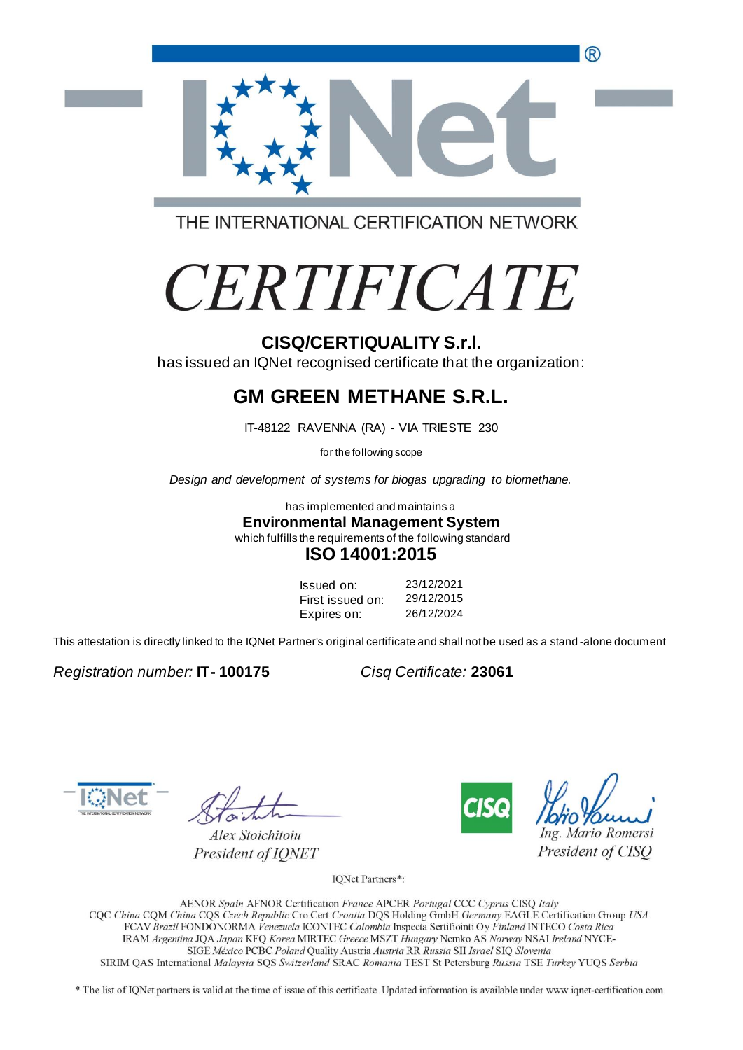THE INTERNATIONAL CERTIFICATION NETWORK

# CERTIFICATE

**CISQ/CERTIQUALITY S.r.l.**

has issued an IQNet recognised certificate that the organization:

## GM GREEN METHANE S.R.L.

IT-48122 RAVENNA (RA) - VIA TRIESTE 230

for the following scope

*Design and development of systems for biogas upgrading to biomethane.*

has implemented and maintains a

**Environmental Management System**

which fulfills the requirements of the following standard

**ISO 14001:2015**

| | |
|---|---|
| Issued on: | 23/12/2021 |
| First issued on: | 29/12/2015 |
| Expires on: | 26/12/2024 |

This attestation is directly linked to the IQNet Partner's original certificate and shall not be used as a stand-alone document

*Registration number:* **IT - 100175** *Cisq Certificate:* **23061**

*Alex Stoichitoiu*
*President of IQNET*

*Ing. Mario Romersi*
*President of CISQ*

IQNet Partners*:

AENOR *Spain* AFNOR Certification *France* APCER *Portugal* CCC *Cyprus* CISQ *Italy*
CQC *China* CQM *China* CQS *Czech Republic* Cro Cert *Croatia* DQS Holding GmbH *Germany* EAGLE Certification Group *USA*
FCAV *Brazil* FONDONORMA *Venezuela* ICONTEC *Colombia* Inspecta Sertifiointi Oy *Finland* INTECO *Costa Rica*
IRAM *Argentina* JQA *Japan* KFQ *Korea* MIRTEC *Greece* MSZT *Hungary* Nemko AS *Norway* NSAI *Ireland* NYCE-SIGE *México* PCBC *Poland* Quality Austria *Austria* RR *Russia* SII *Israel* SIQ *Slovenia*
SIRIM QAS International *Malaysia* SQS *Switzerland* SRAC *Romania* TEST St Petersburg *Russia* TSE *Turkey* YUQS *Serbia*

\* The list of IQNet partners is valid at the time of issue of this certificate. Updated information is available under www.iqnet-certification.com